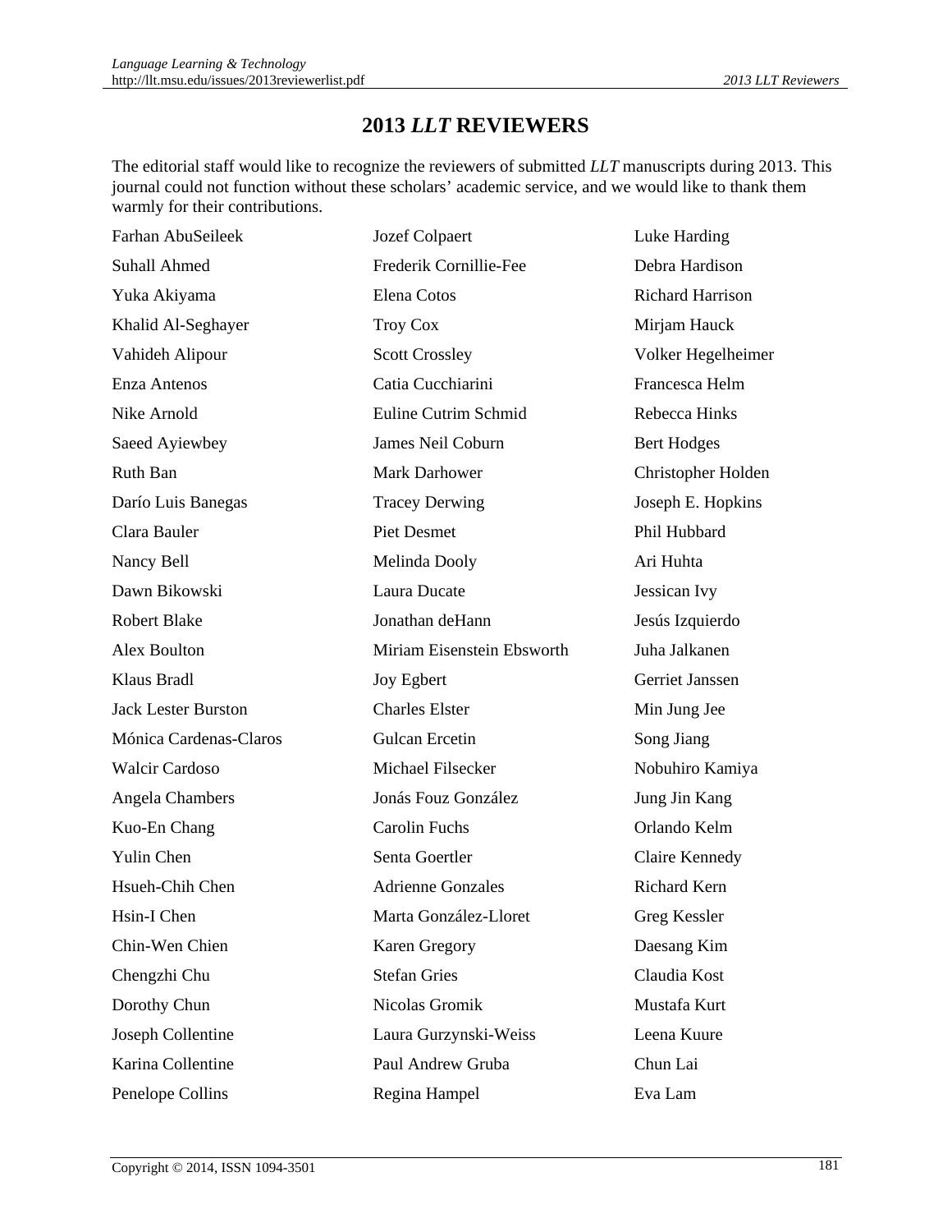# 2013 *LLT* REVIEWERS

The editorial staff would like to recognize the reviewers of submitted *LLT* manuscripts during 2013. This journal could not function without these scholars' academic service, and we would like to thank them warmly for their contributions.

Farhan AbuSeileek
Suhall Ahmed
Yuka Akiyama
Khalid Al-Seghayer
Vahideh Alipour
Enza Antenos
Nike Arnold
Saeed Ayiewbey
Ruth Ban
Darío Luis Banegas
Clara Bauler
Nancy Bell
Dawn Bikowski
Robert Blake
Alex Boulton
Klaus Bradl
Jack Lester Burston
Mónica Cardenas-Claros
Walcir Cardoso
Angela Chambers
Kuo-En Chang
Yulin Chen
Hsueh-Chih Chen
Hsin-I Chen
Chin-Wen Chien
Chengzhi Chu
Dorothy Chun
Joseph Collentine
Karina Collentine
Penelope Collins
Jozef Colpaert
Frederik Cornillie-Fee
Elena Cotos
Troy Cox
Scott Crossley
Catia Cucchiarini
Euline Cutrim Schmid
James Neil Coburn
Mark Darhower
Tracey Derwing
Piet Desmet
Melinda Dooly
Laura Ducate
Jonathan deHann
Miriam Eisenstein Ebsworth
Joy Egbert
Charles Elster
Gulcan Ercetin
Michael Filsecker
Jonás Fouz González
Carolin Fuchs
Senta Goertler
Adrienne Gonzales
Marta González-Lloret
Karen Gregory
Stefan Gries
Nicolas Gromik
Laura Gurzynski-Weiss
Paul Andrew Gruba
Regina Hampel
Luke Harding
Debra Hardison
Richard Harrison
Mirjam Hauck
Volker Hegelheimer
Francesca Helm
Rebecca Hinks
Bert Hodges
Christopher Holden
Joseph E. Hopkins
Phil Hubbard
Ari Huhta
Jessican Ivy
Jesús Izquierdo
Juha Jalkanen
Gerriet Janssen
Min Jung Jee
Song Jiang
Nobuhiro Kamiya
Jung Jin Kang
Orlando Kelm
Claire Kennedy
Richard Kern
Greg Kessler
Daesang Kim
Claudia Kost
Mustafa Kurt
Leena Kuure
Chun Lai
Eva Lam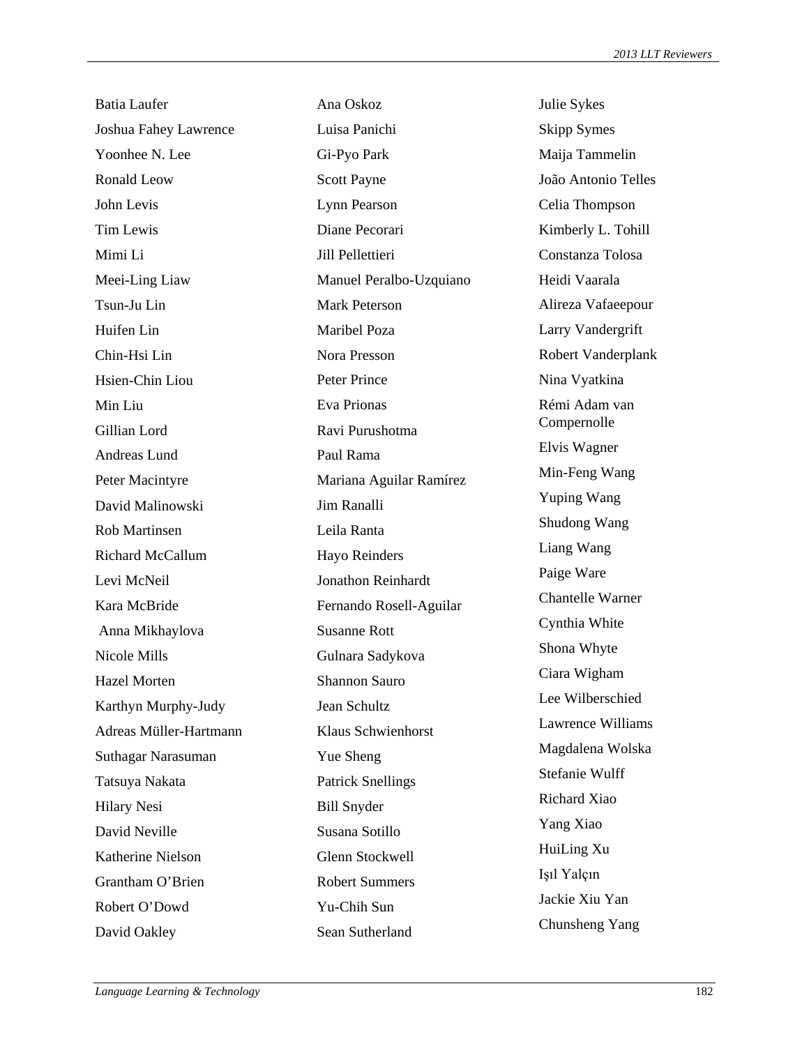Batia Laufer

Joshua Fahey Lawrence

Yoonhee N. Lee

Ronald Leow

John Levis

Tim Lewis

Mimi Li

Meei-Ling Liaw

Tsun-Ju Lin

Huifen Lin

Chin-Hsi Lin

Hsien-Chin Liou

Min Liu

Gillian Lord

Andreas Lund

Peter Macintyre

David Malinowski

Rob Martinsen

Richard McCallum

Levi McNeil

Kara McBride

Anna Mikhaylova

Nicole Mills

Hazel Morten

Karthyn Murphy-Judy

Adreas Müller-Hartmann

Suthagar Narasuman

Tatsuya Nakata

Hilary Nesi

David Neville

Katherine Nielson

Grantham O'Brien

Robert O'Dowd

David Oakley

Ana Oskoz

Luisa Panichi

Gi-Pyo Park

Scott Payne

Lynn Pearson

Diane Pecorari

Jill Pellettieri

Manuel Peralbo-Uzquiano

Mark Peterson

Maribel Poza

Nora Presson

Peter Prince

Eva Prionas

Ravi Purushotma

Paul Rama

Mariana Aguilar Ramírez

Jim Ranalli

Leila Ranta

Hayo Reinders

Jonathon Reinhardt

Fernando Rosell-Aguilar

Susanne Rott

Gulnara Sadykova

Shannon Sauro

Jean Schultz

Klaus Schwienhorst

Yue Sheng

Patrick Snellings

Bill Snyder

Susana Sotillo

Glenn Stockwell

Robert Summers

Yu-Chih Sun

Sean Sutherland

Julie Sykes

Skipp Symes

Maija Tammelin

João Antonio Telles

Celia Thompson

Kimberly L. Tohill

Constanza Tolosa

Heidi Vaarala

Alireza Vafaeepour

Larry Vandergrift

Robert Vanderplank

Nina Vyatkina

Rémi Adam van Compernolle

Elvis Wagner

Min-Feng Wang

Yuping Wang

Shudong Wang

Liang Wang

Paige Ware

Chantelle Warner

Cynthia White

Shona Whyte

Ciara Wigham

Lee Wilberschied

Lawrence Williams

Magdalena Wolska

Stefanie Wulff

Richard Xiao

Yang Xiao

HuiLing Xu

Işıl Yalçın

Jackie Xiu Yan

Chunsheng Yang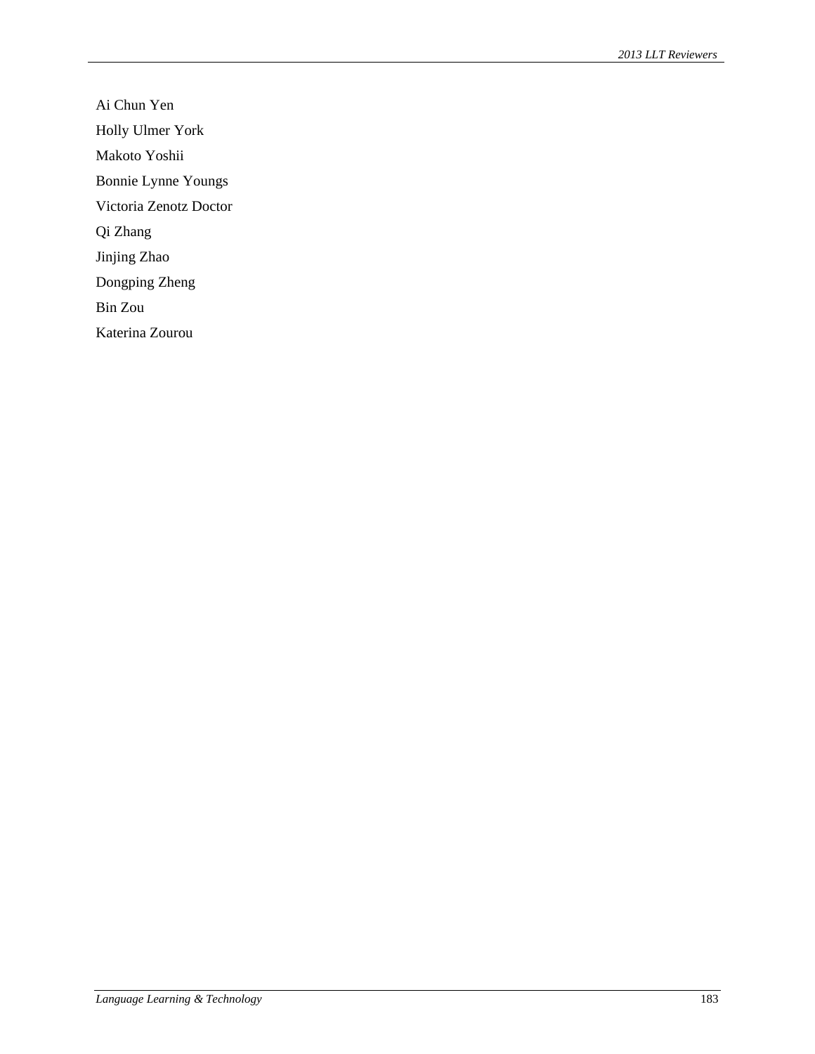Ai Chun Yen

Holly Ulmer York

Makoto Yoshii

Bonnie Lynne Youngs

Victoria Zenotz Doctor

Qi Zhang

Jinjing Zhao

Dongping Zheng

Bin Zou

Katerina Zourou